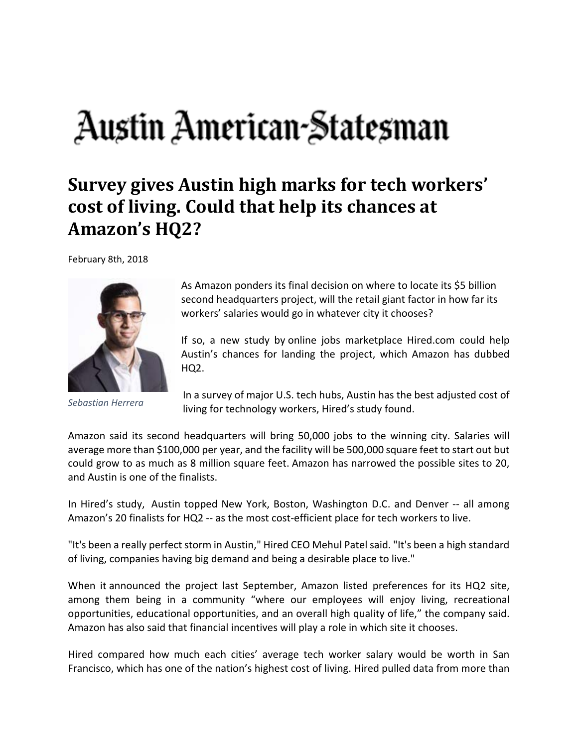# Austin American-Statesman

## Survey gives Austin high marks for tech workers' cost of living. Could that help its chances at Amazon's HQ2?

February 8th, 2018

*Sebastian Herrera*

As Amazon ponders its final decision on where to locate its $5 billion second headquarters project, will the retail giant factor in how far its workers' salaries would go in whatever city it chooses?

If so, a new study by online jobs marketplace Hired.com could help Austin's chances for landing the project, which Amazon has dubbed HQ2.

In a survey of major U.S. tech hubs, Austin has the best adjusted cost of living for technology workers, Hired's study found.

Amazon said its second headquarters will bring 50,000 jobs to the winning city. Salaries will average more than $100,000 per year, and the facility will be 500,000 square feet to start out but could grow to as much as 8 million square feet. Amazon has narrowed the possible sites to 20, and Austin is one of the finalists.

In Hired's study, Austin topped New York, Boston, Washington D.C. and Denver -- all among Amazon's 20 finalists for HQ2 -- as the most cost-efficient place for tech workers to live.

"It's been a really perfect storm in Austin," Hired CEO Mehul Patel said. "It's been a high standard of living, companies having big demand and being a desirable place to live."

When it announced the project last September, Amazon listed preferences for its HQ2 site, among them being in a community "where our employees will enjoy living, recreational opportunities, educational opportunities, and an overall high quality of life," the company said. Amazon has also said that financial incentives will play a role in which site it chooses.

Hired compared how much each cities' average tech worker salary would be worth in San Francisco, which has one of the nation's highest cost of living. Hired pulled data from more than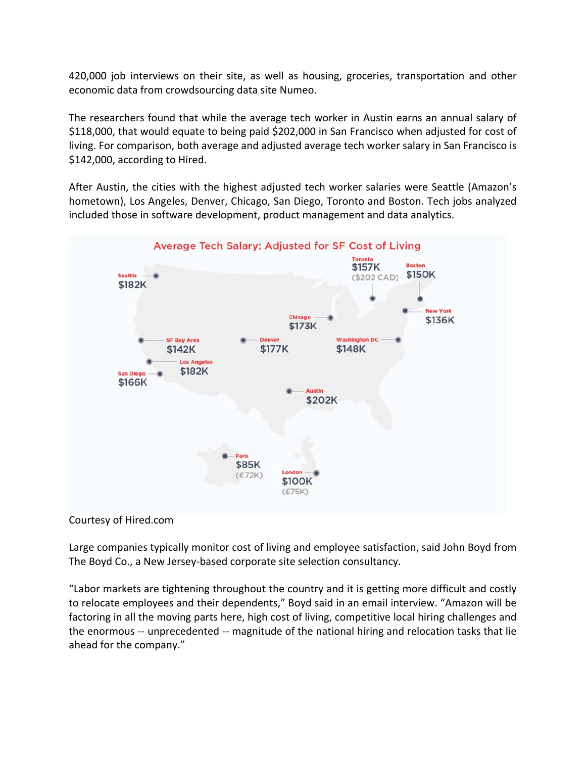420,000 job interviews on their site, as well as housing, groceries, transportation and other economic data from crowdsourcing data site Numeo.

The researchers found that while the average tech worker in Austin earns an annual salary of $118,000, that would equate to being paid $202,000 in San Francisco when adjusted for cost of living. For comparison, both average and adjusted average tech worker salary in San Francisco is $142,000, according to Hired.

After Austin, the cities with the highest adjusted tech worker salaries were Seattle (Amazon's hometown), Los Angeles, Denver, Chicago, San Diego, Toronto and Boston. Tech jobs analyzed included those in software development, product management and data analytics.

**Average Tech Salary: Adjusted for SF Cost of Living**

| City | Adjusted Salary |
| --- | --- |
| Seattle | $182K |
| Toronto | $157K ($202 CAD) |
| Boston | $150K |
| New York | $136K |
| Chicago | $173K |
| SF Bay Area | $142K |
| Denver | $177K |
| Washington DC | $148K |
| Los Angeles | $182K |
| San Diego | $166K |
| Austin | $202K |
| Paris | $85K (€72K) |
| London | $100K (£75K) |

Courtesy of Hired.com

Large companies typically monitor cost of living and employee satisfaction, said John Boyd from The Boyd Co., a New Jersey-based corporate site selection consultancy.

"Labor markets are tightening throughout the country and it is getting more difficult and costly to relocate employees and their dependents," Boyd said in an email interview. "Amazon will be factoring in all the moving parts here, high cost of living, competitive local hiring challenges and the enormous -- unprecedented -- magnitude of the national hiring and relocation tasks that lie ahead for the company."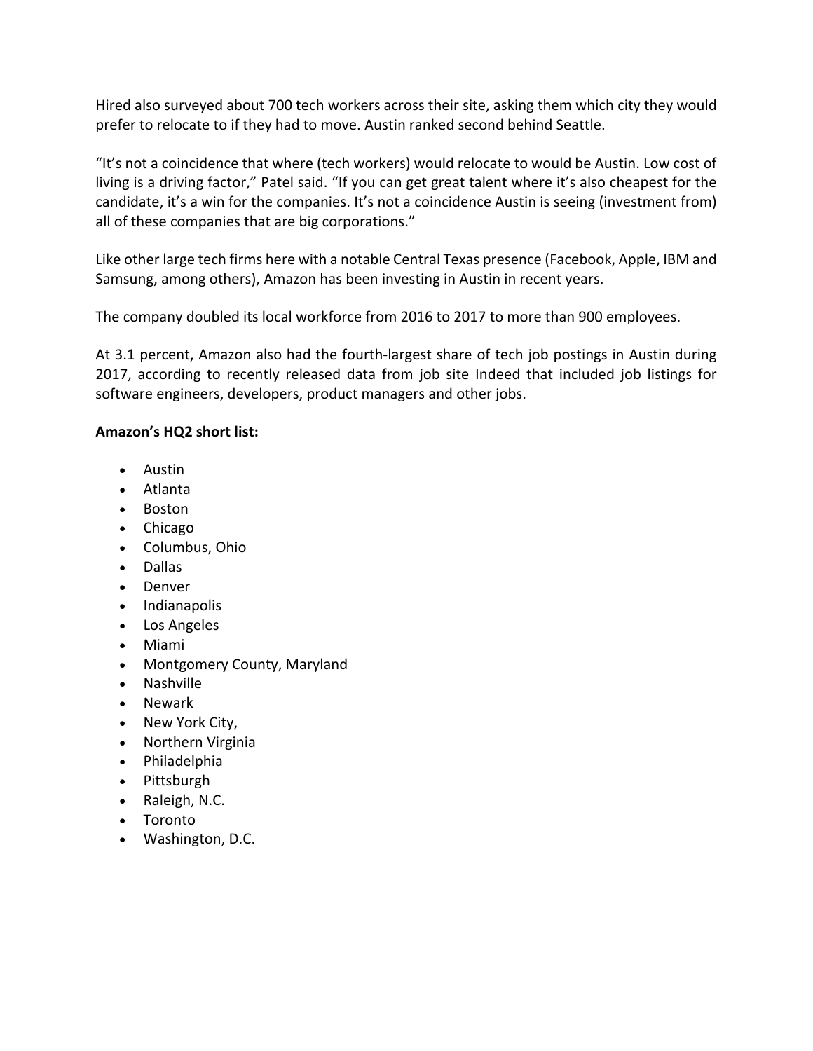Hired also surveyed about 700 tech workers across their site, asking them which city they would prefer to relocate to if they had to move. Austin ranked second behind Seattle.

"It's not a coincidence that where (tech workers) would relocate to would be Austin. Low cost of living is a driving factor," Patel said. "If you can get great talent where it's also cheapest for the candidate, it's a win for the companies. It's not a coincidence Austin is seeing (investment from) all of these companies that are big corporations."

Like other large tech firms here with a notable Central Texas presence (Facebook, Apple, IBM and Samsung, among others), Amazon has been investing in Austin in recent years.

The company doubled its local workforce from 2016 to 2017 to more than 900 employees.

At 3.1 percent, Amazon also had the fourth-largest share of tech job postings in Austin during 2017, according to recently released data from job site Indeed that included job listings for software engineers, developers, product managers and other jobs.

**Amazon's HQ2 short list:**

- Austin
- Atlanta
- Boston
- Chicago
- Columbus, Ohio
- Dallas
- Denver
- Indianapolis
- Los Angeles
- Miami
- Montgomery County, Maryland
- Nashville
- Newark
- New York City,
- Northern Virginia
- Philadelphia
- Pittsburgh
- Raleigh, N.C.
- Toronto
- Washington, D.C.